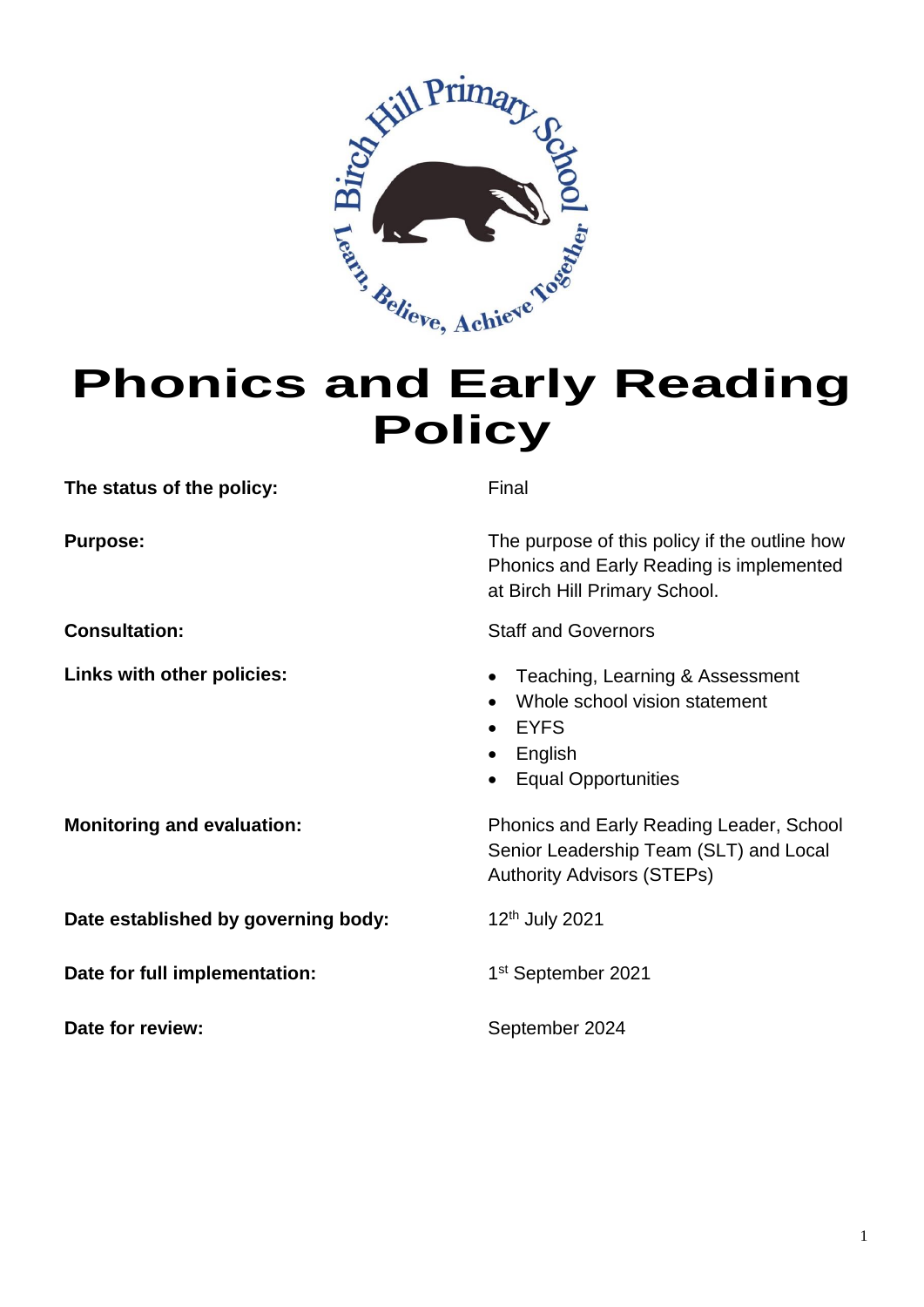# Phonics and Early Reading Policy

| | |
|---|---|
| **The status of the policy:** | Final |
| **Purpose:** | The purpose of this policy if the outline how Phonics and Early Reading is implemented at Birch Hill Primary School. |
| **Consultation:** | Staff and Governors |
| **Links with other policies:** | • Teaching, Learning & Assessment<br>• Whole school vision statement<br>• EYFS<br>• English<br>• Equal Opportunities |
| **Monitoring and evaluation:** | Phonics and Early Reading Leader, School Senior Leadership Team (SLT) and Local Authority Advisors (STEPs) |
| **Date established by governing body:** | 12th July 2021 |
| **Date for full implementation:** | 1st September 2021 |
| **Date for review:** | September 2024 |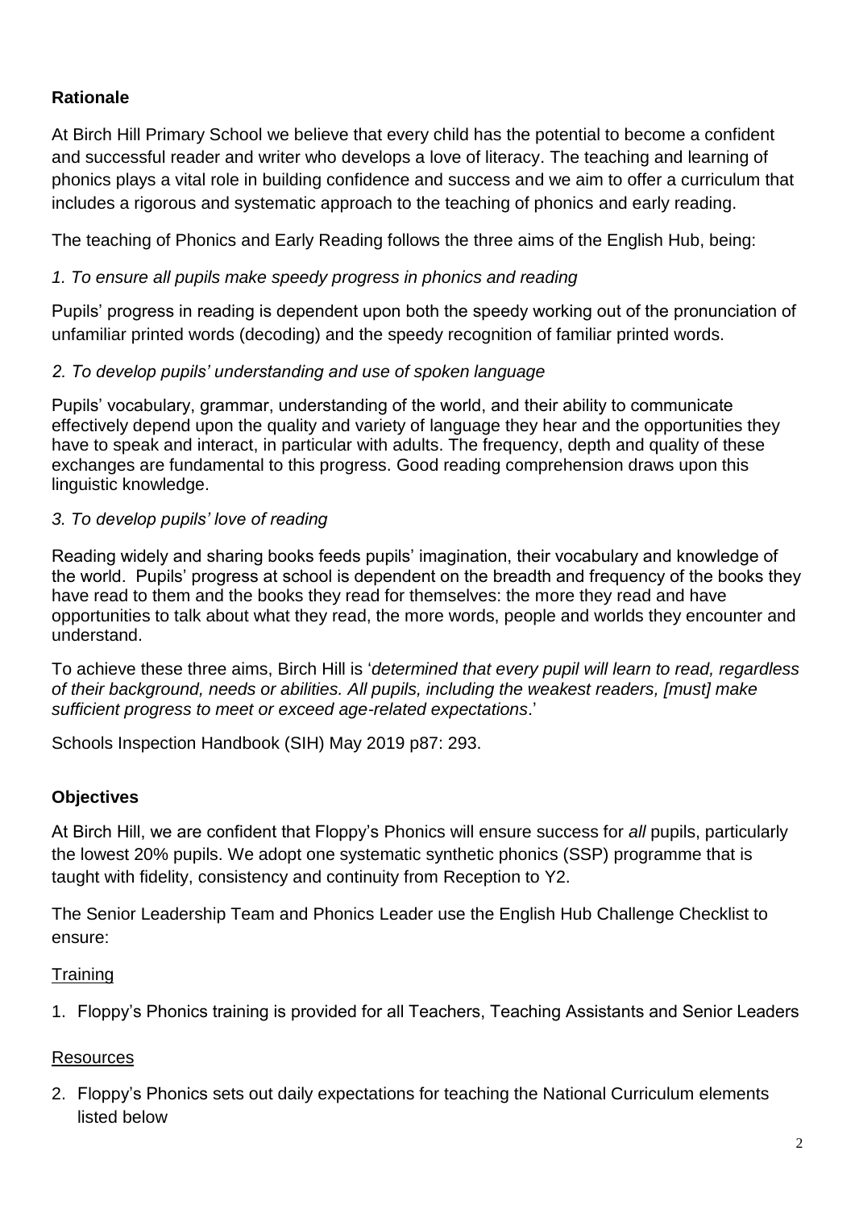## Rationale

At Birch Hill Primary School we believe that every child has the potential to become a confident and successful reader and writer who develops a love of literacy. The teaching and learning of phonics plays a vital role in building confidence and success and we aim to offer a curriculum that includes a rigorous and systematic approach to the teaching of phonics and early reading.

The teaching of Phonics and Early Reading follows the three aims of the English Hub, being:

*1. To ensure all pupils make speedy progress in phonics and reading*

Pupils' progress in reading is dependent upon both the speedy working out of the pronunciation of unfamiliar printed words (decoding) and the speedy recognition of familiar printed words.

*2. To develop pupils' understanding and use of spoken language*

Pupils' vocabulary, grammar, understanding of the world, and their ability to communicate effectively depend upon the quality and variety of language they hear and the opportunities they have to speak and interact, in particular with adults. The frequency, depth and quality of these exchanges are fundamental to this progress. Good reading comprehension draws upon this linguistic knowledge.

*3. To develop pupils' love of reading*

Reading widely and sharing books feeds pupils' imagination, their vocabulary and knowledge of the world. Pupils' progress at school is dependent on the breadth and frequency of the books they have read to them and the books they read for themselves: the more they read and have opportunities to talk about what they read, the more words, people and worlds they encounter and understand.

To achieve these three aims, Birch Hill is '*determined that every pupil will learn to read, regardless of their background, needs or abilities. All pupils, including the weakest readers, [must] make sufficient progress to meet or exceed age-related expectations*.'

Schools Inspection Handbook (SIH) May 2019 p87: 293.

## Objectives

At Birch Hill, we are confident that Floppy's Phonics will ensure success for *all* pupils, particularly the lowest 20% pupils. We adopt one systematic synthetic phonics (SSP) programme that is taught with fidelity, consistency and continuity from Reception to Y2.

The Senior Leadership Team and Phonics Leader use the English Hub Challenge Checklist to ensure:

<u>Training</u>

1. Floppy's Phonics training is provided for all Teachers, Teaching Assistants and Senior Leaders

<u>Resources</u>

2. Floppy's Phonics sets out daily expectations for teaching the National Curriculum elements listed below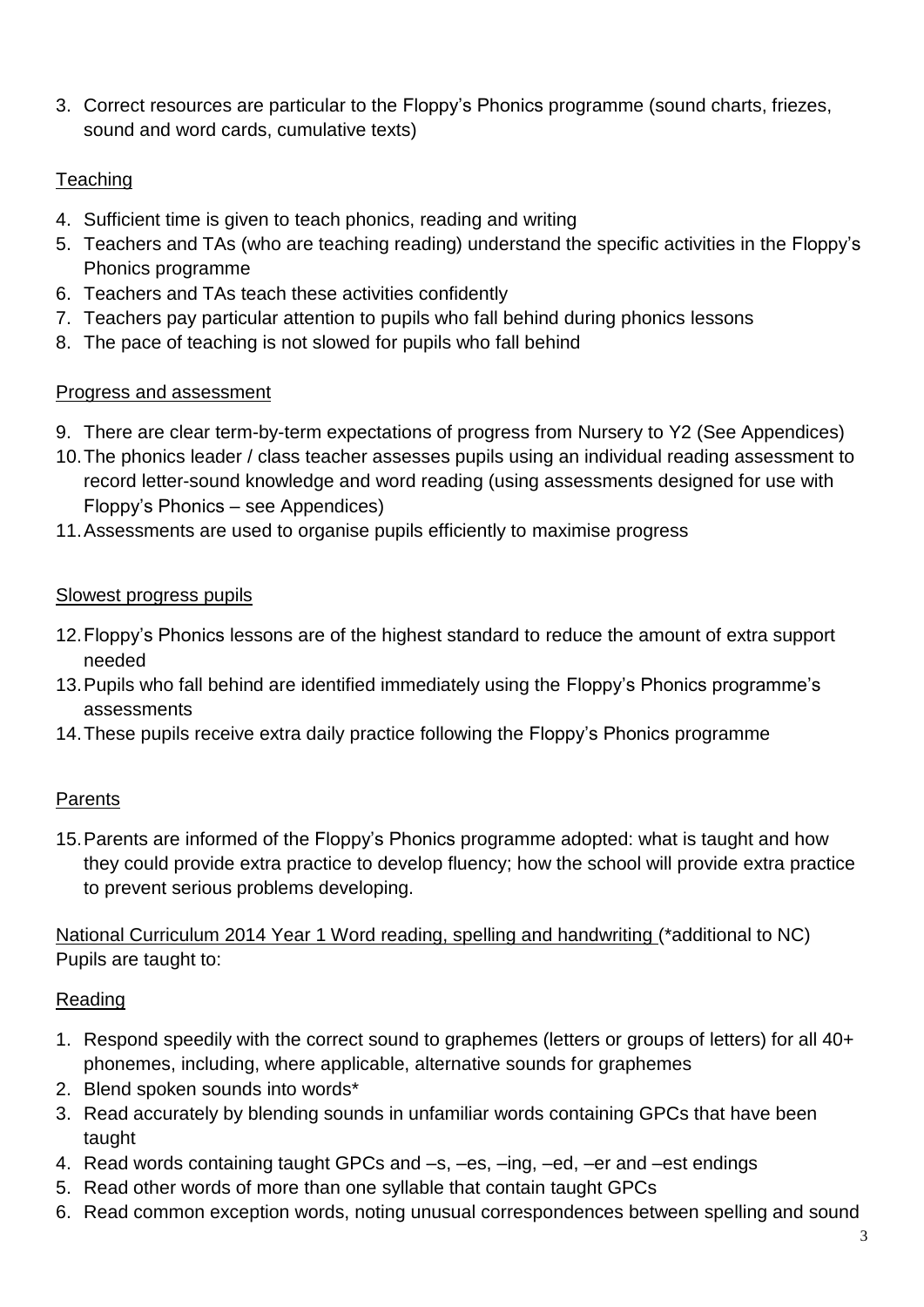3. Correct resources are particular to the Floppy's Phonics programme (sound charts, friezes, sound and word cards, cumulative texts)

<u>Teaching</u>

4. Sufficient time is given to teach phonics, reading and writing
5. Teachers and TAs (who are teaching reading) understand the specific activities in the Floppy's Phonics programme
6. Teachers and TAs teach these activities confidently
7. Teachers pay particular attention to pupils who fall behind during phonics lessons
8. The pace of teaching is not slowed for pupils who fall behind

<u>Progress and assessment</u>

9. There are clear term-by-term expectations of progress from Nursery to Y2 (See Appendices)
10. The phonics leader / class teacher assesses pupils using an individual reading assessment to record letter-sound knowledge and word reading (using assessments designed for use with Floppy's Phonics – see Appendices)
11. Assessments are used to organise pupils efficiently to maximise progress

<u>Slowest progress pupils</u>

12. Floppy's Phonics lessons are of the highest standard to reduce the amount of extra support needed
13. Pupils who fall behind are identified immediately using the Floppy's Phonics programme's assessments
14. These pupils receive extra daily practice following the Floppy's Phonics programme

<u>Parents</u>

15. Parents are informed of the Floppy's Phonics programme adopted: what is taught and how they could provide extra practice to develop fluency; how the school will provide extra practice to prevent serious problems developing.

<u>National Curriculum 2014 Year 1 Word reading, spelling and handwriting</u> (*additional to NC)
Pupils are taught to:

<u>Reading</u>

1. Respond speedily with the correct sound to graphemes (letters or groups of letters) for all 40+ phonemes, including, where applicable, alternative sounds for graphemes
2. Blend spoken sounds into words*
3. Read accurately by blending sounds in unfamiliar words containing GPCs that have been taught
4. Read words containing taught GPCs and –s, –es, –ing, –ed, –er and –est endings
5. Read other words of more than one syllable that contain taught GPCs
6. Read common exception words, noting unusual correspondences between spelling and sound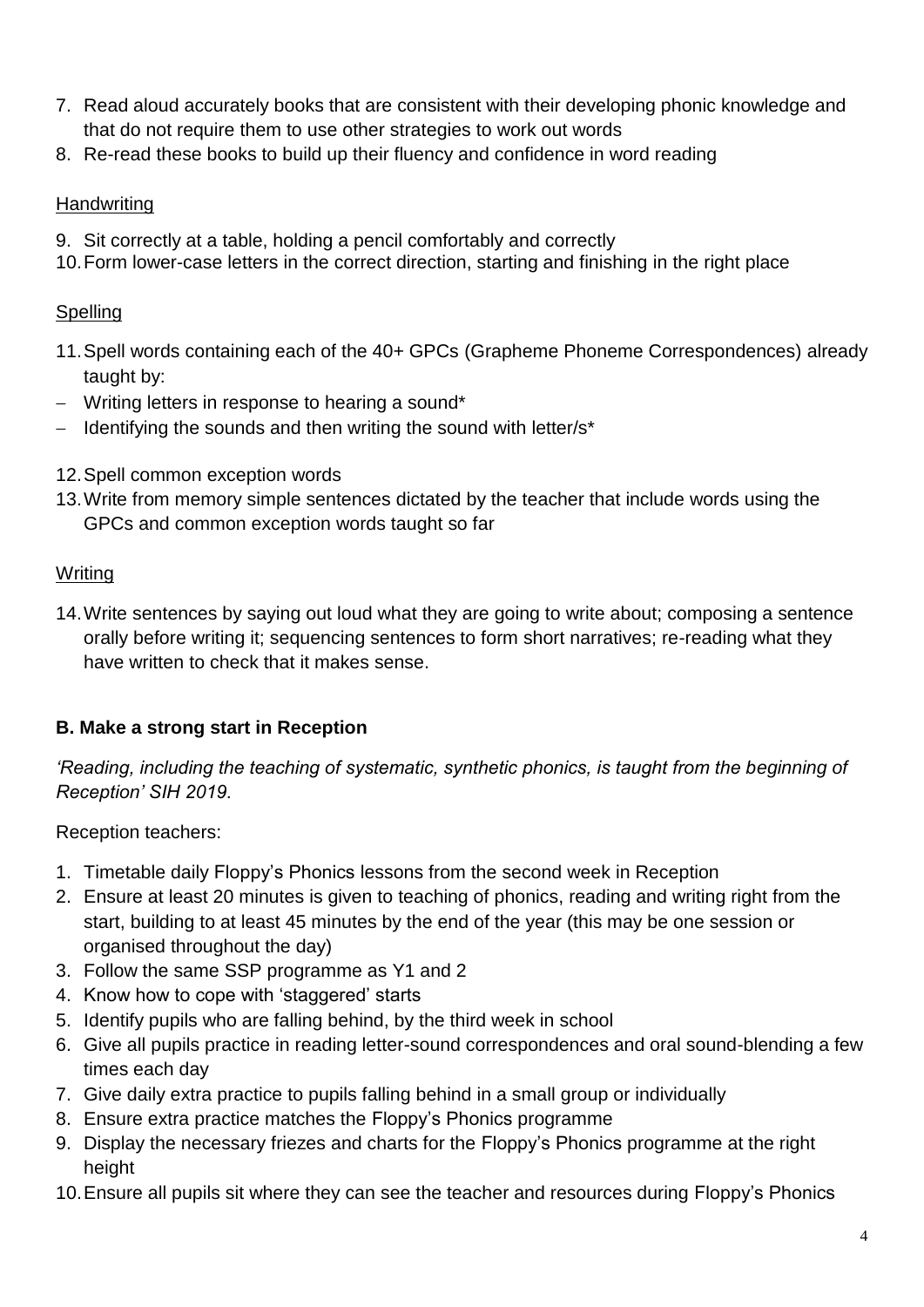7. Read aloud accurately books that are consistent with their developing phonic knowledge and that do not require them to use other strategies to work out words
8. Re-read these books to build up their fluency and confidence in word reading

<u>Handwriting</u>

9. Sit correctly at a table, holding a pencil comfortably and correctly
10. Form lower-case letters in the correct direction, starting and finishing in the right place

<u>Spelling</u>

11. Spell words containing each of the 40+ GPCs (Grapheme Phoneme Correspondences) already taught by:
   - Writing letters in response to hearing a sound*
   - Identifying the sounds and then writing the sound with letter/s*
12. Spell common exception words
13. Write from memory simple sentences dictated by the teacher that include words using the GPCs and common exception words taught so far

<u>Writing</u>

14. Write sentences by saying out loud what they are going to write about; composing a sentence orally before writing it; sequencing sentences to form short narratives; re-reading what they have written to check that it makes sense.

### B. Make a strong start in Reception

*'Reading, including the teaching of systematic, synthetic phonics, is taught from the beginning of Reception' SIH 2019.*

Reception teachers:

1. Timetable daily Floppy's Phonics lessons from the second week in Reception
2. Ensure at least 20 minutes is given to teaching of phonics, reading and writing right from the start, building to at least 45 minutes by the end of the year (this may be one session or organised throughout the day)
3. Follow the same SSP programme as Y1 and 2
4. Know how to cope with 'staggered' starts
5. Identify pupils who are falling behind, by the third week in school
6. Give all pupils practice in reading letter-sound correspondences and oral sound-blending a few times each day
7. Give daily extra practice to pupils falling behind in a small group or individually
8. Ensure extra practice matches the Floppy's Phonics programme
9. Display the necessary friezes and charts for the Floppy's Phonics programme at the right height
10. Ensure all pupils sit where they can see the teacher and resources during Floppy's Phonics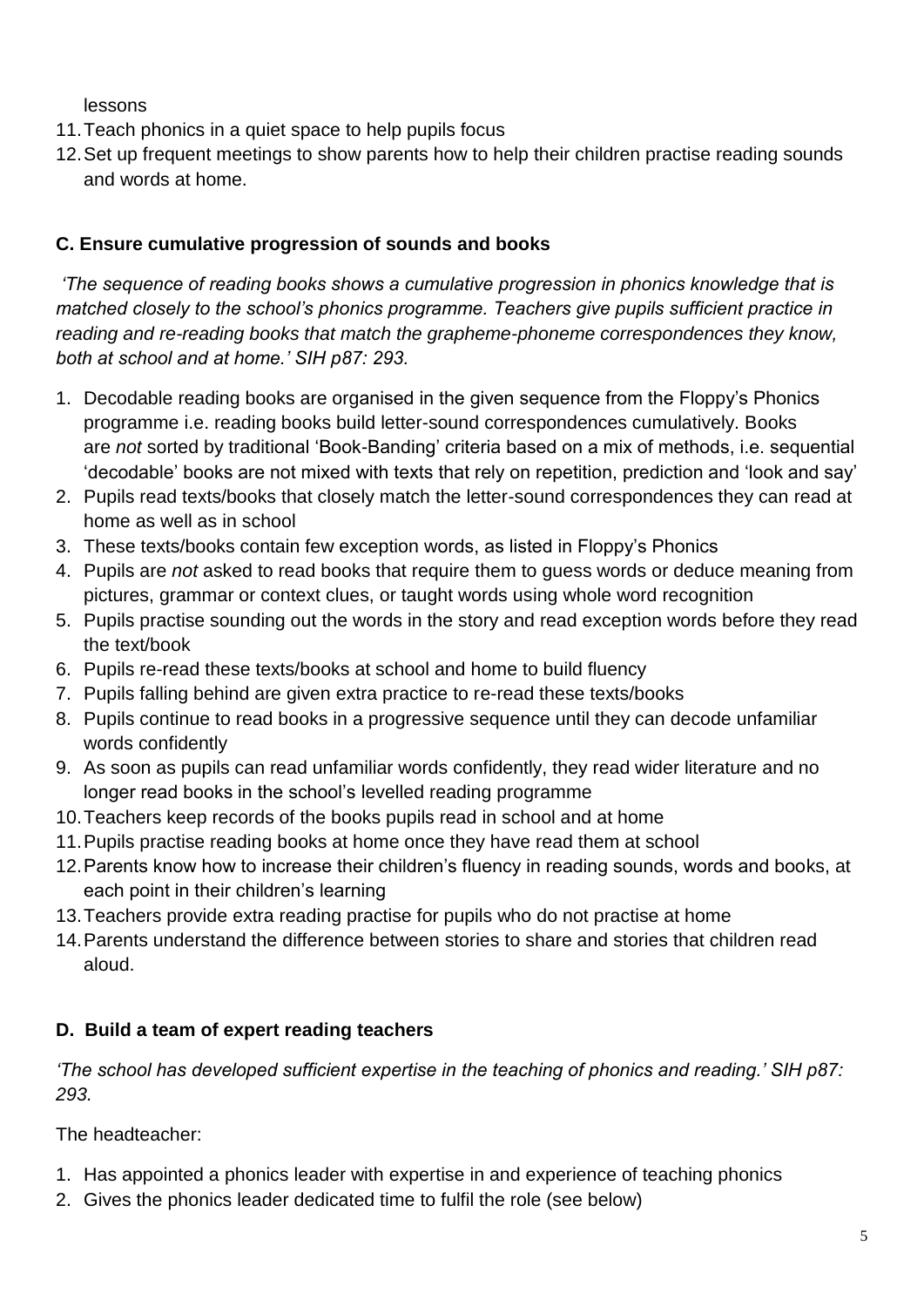lessons

11. Teach phonics in a quiet space to help pupils focus
12. Set up frequent meetings to show parents how to help their children practise reading sounds and words at home.

### C. Ensure cumulative progression of sounds and books

*'The sequence of reading books shows a cumulative progression in phonics knowledge that is matched closely to the school's phonics programme. Teachers give pupils sufficient practice in reading and re-reading books that match the grapheme-phoneme correspondences they know, both at school and at home.' SIH p87: 293.*

1. Decodable reading books are organised in the given sequence from the Floppy's Phonics programme i.e. reading books build letter-sound correspondences cumulatively. Books are *not* sorted by traditional 'Book-Banding' criteria based on a mix of methods, i.e. sequential 'decodable' books are not mixed with texts that rely on repetition, prediction and 'look and say'
2. Pupils read texts/books that closely match the letter-sound correspondences they can read at home as well as in school
3. These texts/books contain few exception words, as listed in Floppy's Phonics
4. Pupils are *not* asked to read books that require them to guess words or deduce meaning from pictures, grammar or context clues, or taught words using whole word recognition
5. Pupils practise sounding out the words in the story and read exception words before they read the text/book
6. Pupils re-read these texts/books at school and home to build fluency
7. Pupils falling behind are given extra practice to re-read these texts/books
8. Pupils continue to read books in a progressive sequence until they can decode unfamiliar words confidently
9. As soon as pupils can read unfamiliar words confidently, they read wider literature and no longer read books in the school's levelled reading programme
10. Teachers keep records of the books pupils read in school and at home
11. Pupils practise reading books at home once they have read them at school
12. Parents know how to increase their children's fluency in reading sounds, words and books, at each point in their children's learning
13. Teachers provide extra reading practise for pupils who do not practise at home
14. Parents understand the difference between stories to share and stories that children read aloud.

### D. Build a team of expert reading teachers

*'The school has developed sufficient expertise in the teaching of phonics and reading.' SIH p87: 293.*

The headteacher:

1. Has appointed a phonics leader with expertise in and experience of teaching phonics
2. Gives the phonics leader dedicated time to fulfil the role (see below)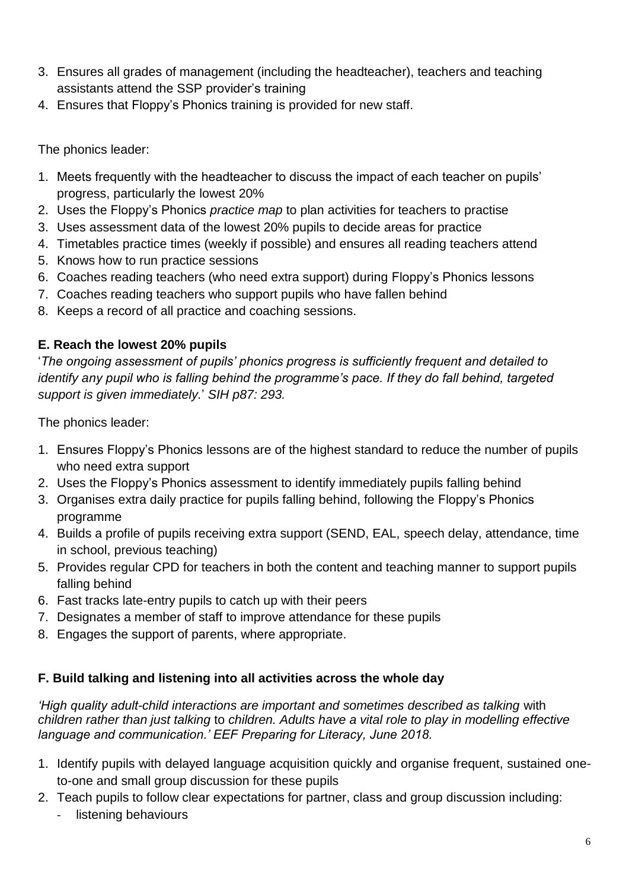3. Ensures all grades of management (including the headteacher), teachers and teaching assistants attend the SSP provider's training
4. Ensures that Floppy's Phonics training is provided for new staff.

The phonics leader:

1. Meets frequently with the headteacher to discuss the impact of each teacher on pupils' progress, particularly the lowest 20%
2. Uses the Floppy's Phonics *practice map* to plan activities for teachers to practise
3. Uses assessment data of the lowest 20% pupils to decide areas for practice
4. Timetables practice times (weekly if possible) and ensures all reading teachers attend
5. Knows how to run practice sessions
6. Coaches reading teachers (who need extra support) during Floppy's Phonics lessons
7. Coaches reading teachers who support pupils who have fallen behind
8. Keeps a record of all practice and coaching sessions.

### E. Reach the lowest 20% pupils

'*The ongoing assessment of pupils' phonics progress is sufficiently frequent and detailed to identify any pupil who is falling behind the programme's pace. If they do fall behind, targeted support is given immediately.*' *SIH p87: 293.*

The phonics leader:

1. Ensures Floppy's Phonics lessons are of the highest standard to reduce the number of pupils who need extra support
2. Uses the Floppy's Phonics assessment to identify immediately pupils falling behind
3. Organises extra daily practice for pupils falling behind, following the Floppy's Phonics programme
4. Builds a profile of pupils receiving extra support (SEND, EAL, speech delay, attendance, time in school, previous teaching)
5. Provides regular CPD for teachers in both the content and teaching manner to support pupils falling behind
6. Fast tracks late-entry pupils to catch up with their peers
7. Designates a member of staff to improve attendance for these pupils
8. Engages the support of parents, where appropriate.

### F. Build talking and listening into all activities across the whole day

*'High quality adult-child interactions are important and sometimes described as talking* with *children rather than just talking* to *children. Adults have a vital role to play in modelling effective language and communication.' EEF Preparing for Literacy, June 2018.*

1. Identify pupils with delayed language acquisition quickly and organise frequent, sustained one-to-one and small group discussion for these pupils
2. Teach pupils to follow clear expectations for partner, class and group discussion including:
   - listening behaviours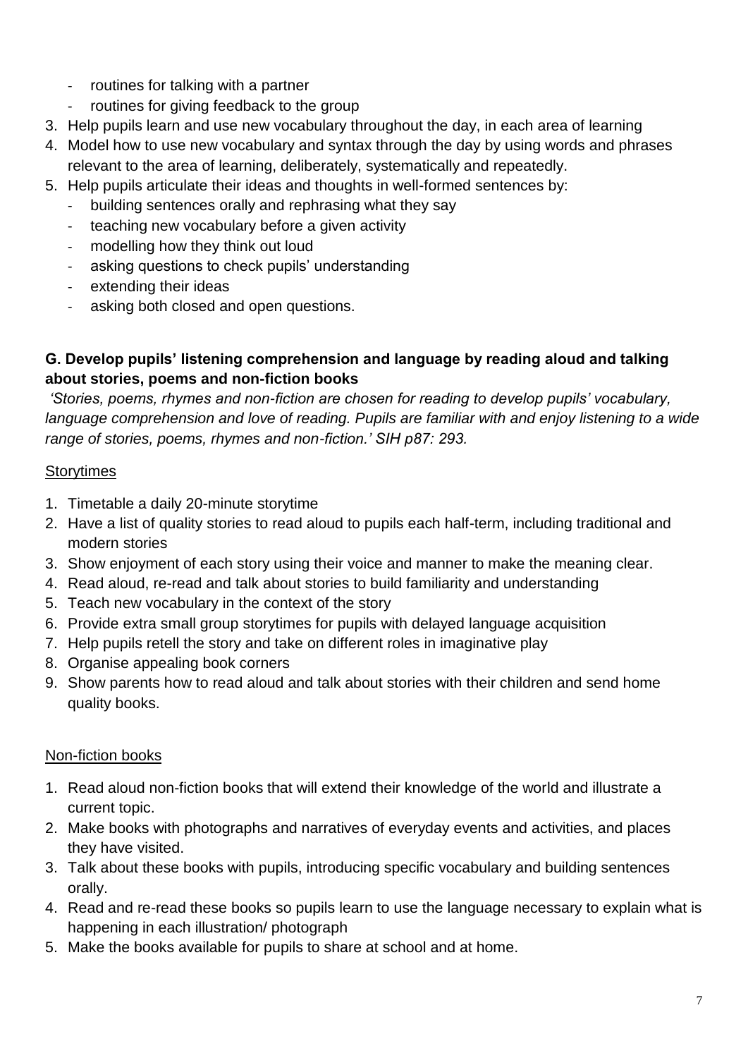- routines for talking with a partner
- routines for giving feedback to the group

3. Help pupils learn and use new vocabulary throughout the day, in each area of learning
4. Model how to use new vocabulary and syntax through the day by using words and phrases relevant to the area of learning, deliberately, systematically and repeatedly.
5. Help pupils articulate their ideas and thoughts in well-formed sentences by:
   - building sentences orally and rephrasing what they say
   - teaching new vocabulary before a given activity
   - modelling how they think out loud
   - asking questions to check pupils' understanding
   - extending their ideas
   - asking both closed and open questions.

**G. Develop pupils' listening comprehension and language by reading aloud and talking about stories, poems and non-fiction books**

*'Stories, poems, rhymes and non-fiction are chosen for reading to develop pupils' vocabulary, language comprehension and love of reading. Pupils are familiar with and enjoy listening to a wide range of stories, poems, rhymes and non-fiction.' SIH p87: 293.*

Storytimes

1. Timetable a daily 20-minute storytime
2. Have a list of quality stories to read aloud to pupils each half-term, including traditional and modern stories
3. Show enjoyment of each story using their voice and manner to make the meaning clear.
4. Read aloud, re-read and talk about stories to build familiarity and understanding
5. Teach new vocabulary in the context of the story
6. Provide extra small group storytimes for pupils with delayed language acquisition
7. Help pupils retell the story and take on different roles in imaginative play
8. Organise appealing book corners
9. Show parents how to read aloud and talk about stories with their children and send home quality books.

Non-fiction books

1. Read aloud non-fiction books that will extend their knowledge of the world and illustrate a current topic.
2. Make books with photographs and narratives of everyday events and activities, and places they have visited.
3. Talk about these books with pupils, introducing specific vocabulary and building sentences orally.
4. Read and re-read these books so pupils learn to use the language necessary to explain what is happening in each illustration/ photograph
5. Make the books available for pupils to share at school and at home.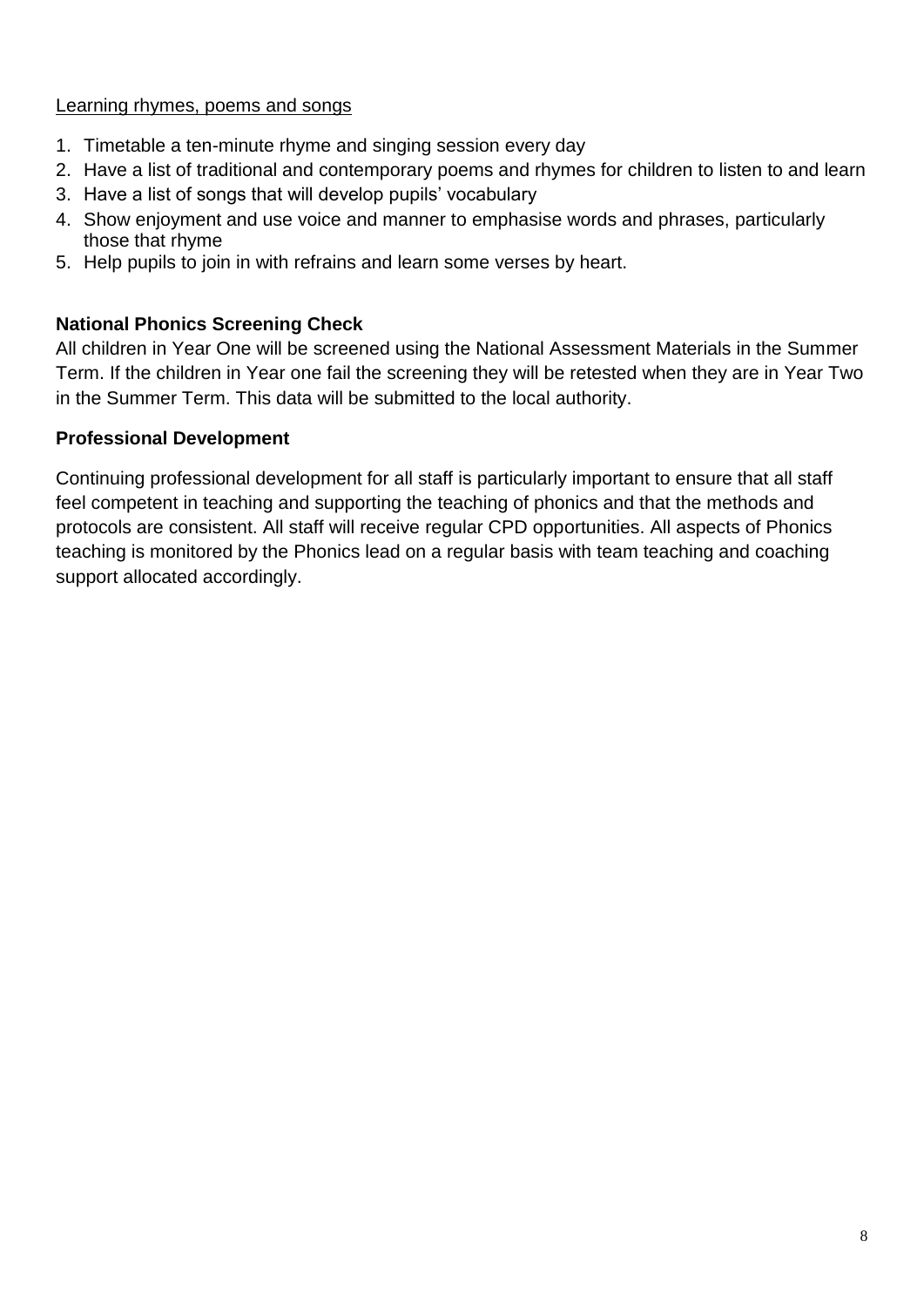<u>Learning rhymes, poems and songs</u>

1. Timetable a ten-minute rhyme and singing session every day
2. Have a list of traditional and contemporary poems and rhymes for children to listen to and learn
3. Have a list of songs that will develop pupils' vocabulary
4. Show enjoyment and use voice and manner to emphasise words and phrases, particularly those that rhyme
5. Help pupils to join in with refrains and learn some verses by heart.

**National Phonics Screening Check**

All children in Year One will be screened using the National Assessment Materials in the Summer Term. If the children in Year one fail the screening they will be retested when they are in Year Two in the Summer Term. This data will be submitted to the local authority.

**Professional Development**

Continuing professional development for all staff is particularly important to ensure that all staff feel competent in teaching and supporting the teaching of phonics and that the methods and protocols are consistent. All staff will receive regular CPD opportunities. All aspects of Phonics teaching is monitored by the Phonics lead on a regular basis with team teaching and coaching support allocated accordingly.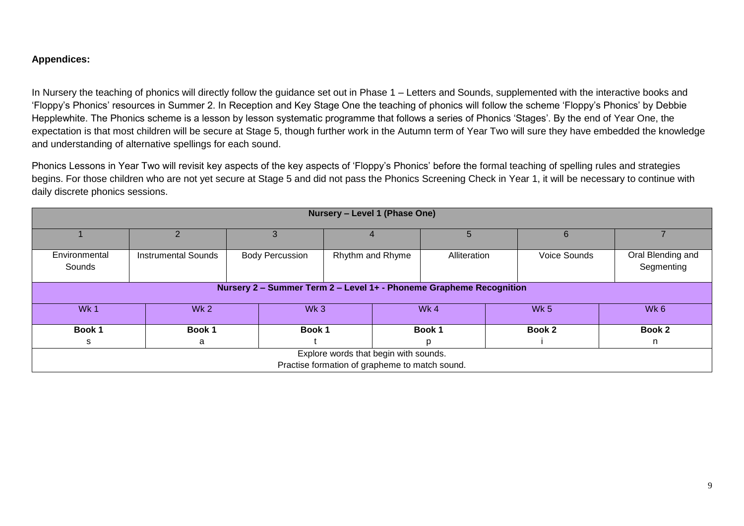**Appendices:**

In Nursery the teaching of phonics will directly follow the guidance set out in Phase 1 – Letters and Sounds, supplemented with the interactive books and 'Floppy's Phonics' resources in Summer 2. In Reception and Key Stage One the teaching of phonics will follow the scheme 'Floppy's Phonics' by Debbie Hepplewhite. The Phonics scheme is a lesson by lesson systematic programme that follows a series of Phonics 'Stages'. By the end of Year One, the expectation is that most children will be secure at Stage 5, though further work in the Autumn term of Year Two will sure they have embedded the knowledge and understanding of alternative spellings for each sound.

Phonics Lessons in Year Two will revisit key aspects of the key aspects of 'Floppy's Phonics' before the formal teaching of spelling rules and strategies begins. For those children who are not yet secure at Stage 5 and did not pass the Phonics Screening Check in Year 1, it will be necessary to continue with daily discrete phonics sessions.

| **Nursery – Level 1 (Phase One)** | | | | | | |
|---|---|---|---|---|---|---|
| 1 | 2 | 3 | 4 | 5 | 6 | 7 |
| Environmental Sounds | Instrumental Sounds | Body Percussion | Rhythm and Rhyme | Alliteration | Voice Sounds | Oral Blending and Segmenting |

| **Nursery 2 – Summer Term 2 – Level 1+ - Phoneme Grapheme Recognition** | | | | | |
|---|---|---|---|---|---|
| Wk 1 | Wk 2 | Wk 3 | Wk 4 | Wk 5 | Wk 6 |
| **Book 1** s | **Book 1** a | **Book 1** t | **Book 1** p | **Book 2** i | **Book 2** n |
| Explore words that begin with sounds. Practise formation of grapheme to match sound. | | | | | |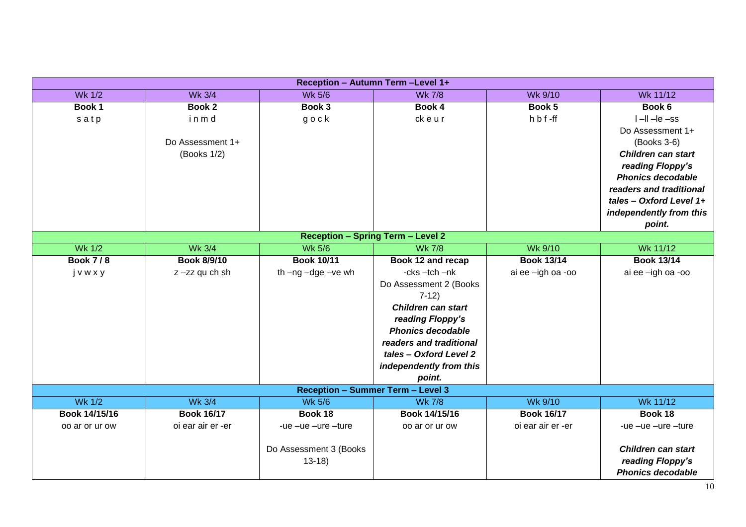| Reception – Autumn Term –Level 1+ | | | | | |
|---|---|---|---|---|---|
| Wk 1/2 | Wk 3/4 | Wk 5/6 | Wk 7/8 | Wk 9/10 | Wk 11/12 |
| **Book 1**<br>s a t p | **Book 2**<br>i n m d<br><br>Do Assessment 1+ (Books 1/2) | **Book 3**<br>g o c k | **Book 4**<br>ck e u r | **Book 5**<br>h b f -ff | **Book 6**<br>l –ll –le –ss<br>Do Assessment 1+ (Books 3-6)<br>***Children can start reading Floppy's Phonics decodable readers and traditional tales – Oxford Level 1+ independently from this point.*** |
| **Reception – Spring Term – Level 2** | | | | | |
| Wk 1/2 | Wk 3/4 | Wk 5/6 | Wk 7/8 | Wk 9/10 | Wk 11/12 |
| **Book 7 / 8**<br>j v w x y | **Book 8/9/10**<br>z –zz qu ch sh | **Book 10/11**<br>th –ng –dge –ve wh | **Book 12 and recap**<br>-cks –tch –nk<br>Do Assessment 2 (Books 7-12)<br>***Children can start reading Floppy's Phonics decodable readers and traditional tales – Oxford Level 2 independently from this point.*** | **Book 13/14**<br>ai ee –igh oa -oo | **Book 13/14**<br>ai ee –igh oa -oo |
| **Reception – Summer Term – Level 3** | | | | | |
| Wk 1/2 | Wk 3/4 | Wk 5/6 | Wk 7/8 | Wk 9/10 | Wk 11/12 |
| **Book 14/15/16**<br>oo ar or ur ow | **Book 16/17**<br>oi ear air er -er | **Book 18**<br>-ue –ue –ure –ture<br><br>Do Assessment 3 (Books 13-18) | **Book 14/15/16**<br>oo ar or ur ow | **Book 16/17**<br>oi ear air er -er | **Book 18**<br>-ue –ue –ure –ture<br><br>***Children can start reading Floppy's Phonics decodable*** |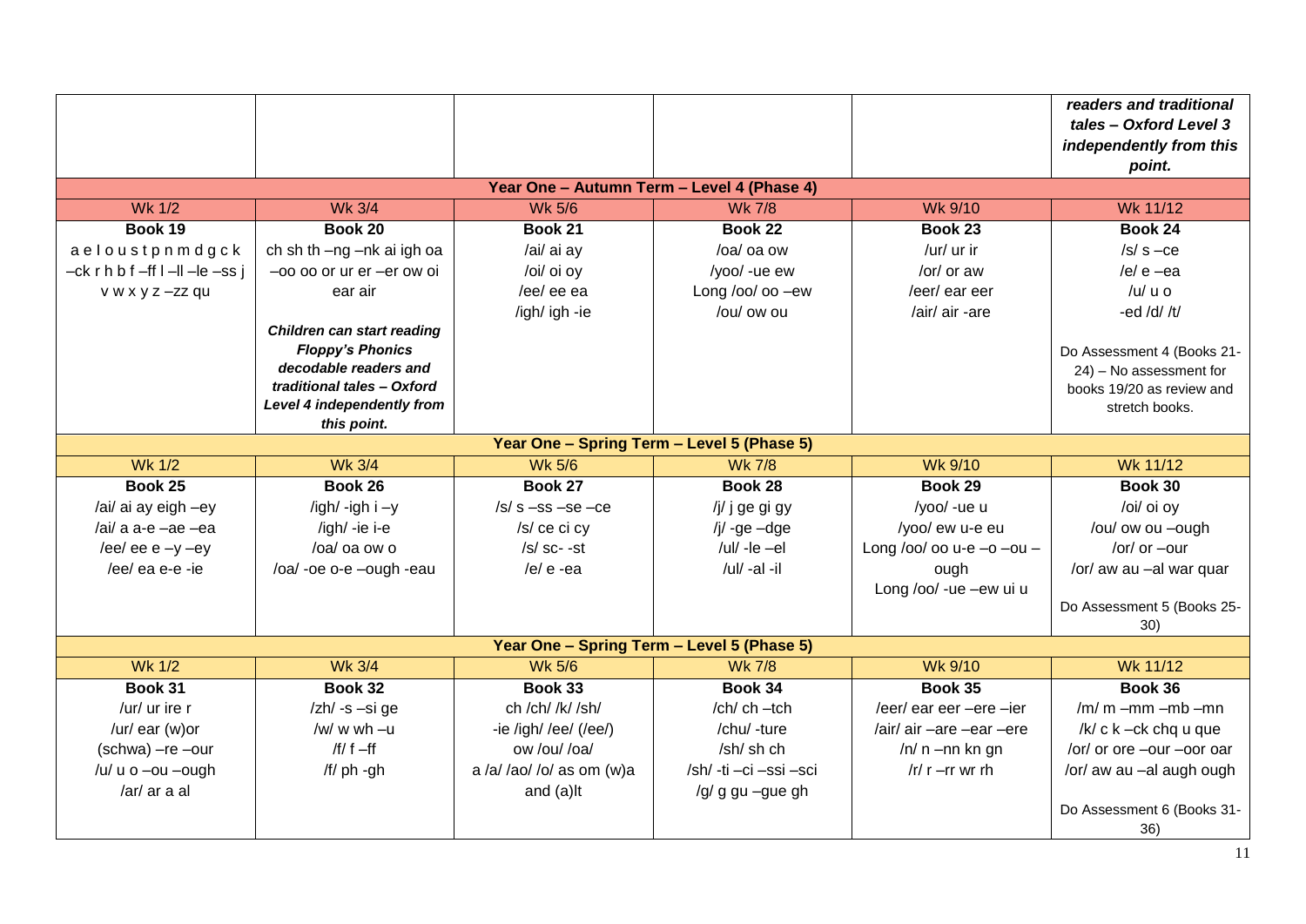| | | | | | ***readers and traditional tales – Oxford Level 3 independently from this point.*** |
|---|---|---|---|---|---|
| **Year One – Autumn Term – Level 4 (Phase 4)** | | | | | |
| Wk 1/2 | Wk 3/4 | Wk 5/6 | Wk 7/8 | Wk 9/10 | Wk 11/12 |
| **Book 19** | **Book 20** | **Book 21** | **Book 22** | **Book 23** | **Book 24** |
| a e l o u s t p n m d g c k –ck r h b f –ff l –ll –le –ss j v w x y z –zz qu | ch sh th –ng –nk ai igh oa –oo oo or ur er –er ow oi ear air<br><br>***Children can start reading Floppy's Phonics decodable readers and traditional tales – Oxford Level 4 independently from this point.*** | /ai/ ai ay<br>/oi/ oi oy<br>/ee/ ee ea<br>/igh/ igh -ie | /oa/ oa ow<br>/yoo/ -ue ew<br>Long /oo/ oo –ew<br>/ou/ ow ou | /ur/ ur ir<br>/or/ or aw<br>/eer/ ear eer<br>/air/ air -are | /s/ s –ce<br>/e/ e –ea<br>/u/ u o<br>-ed /d/ /t/<br><br>Do Assessment 4 (Books 21-24) – No assessment for books 19/20 as review and stretch books. |
| **Year One – Spring Term – Level 5 (Phase 5)** | | | | | |
| Wk 1/2 | Wk 3/4 | Wk 5/6 | Wk 7/8 | Wk 9/10 | Wk 11/12 |
| **Book 25** | **Book 26** | **Book 27** | **Book 28** | **Book 29** | **Book 30** |
| /ai/ ai ay eigh –ey<br>/ai/ a a-e –ae –ea<br>/ee/ ee e –y –ey<br>/ee/ ea e-e -ie | /igh/ -igh i –y<br>/igh/ -ie i-e<br>/oa/ oa ow o<br>/oa/ -oe o-e –ough -eau | /s/ s –ss –se –ce<br>/s/ ce ci cy<br>/s/ sc- -st<br>/e/ e -ea | /j/ j ge gi gy<br>/j/ -ge –dge<br>/ul/ -le –el<br>/ul/ -al -il | /yoo/ -ue u<br>/yoo/ ew u-e eu<br>Long /oo/ oo u-e –o –ou – ough<br>Long /oo/ -ue –ew ui u | /oi/ oi oy<br>/ou/ ow ou –ough<br>/or/ or –our<br>/or/ aw au –al war quar<br><br>Do Assessment 5 (Books 25-30) |
| **Year One – Spring Term – Level 5 (Phase 5)** | | | | | |
| Wk 1/2 | Wk 3/4 | Wk 5/6 | Wk 7/8 | Wk 9/10 | Wk 11/12 |
| **Book 31** | **Book 32** | **Book 33** | **Book 34** | **Book 35** | **Book 36** |
| /ur/ ur ire r<br>/ur/ ear (w)or<br>(schwa) –re –our<br>/u/ u o –ou –ough<br>/ar/ ar a al | /zh/ -s –si ge<br>/w/ w wh –u<br>/f/ f –ff<br>/f/ ph -gh | ch /ch/ /k/ /sh/<br>-ie /igh/ /ee/ (/ee/)<br>ow /ou/ /oa/<br>a /a/ /ao/ /o/ as om (w)a and (a)lt | /ch/ ch –tch<br>/chu/ -ture<br>/sh/ sh ch<br>/sh/ -ti –ci –ssi –sci<br>/g/ g gu –gue gh | /eer/ ear eer –ere –ier<br>/air/ air –are –ear –ere<br>/n/ n –nn kn gn<br>/r/ r –rr wr rh | /m/ m –mm –mb –mn<br>/k/ c k –ck chq u que<br>/or/ or ore –our –oor oar<br>/or/ aw au –al augh ough<br><br>Do Assessment 6 (Books 31-36) |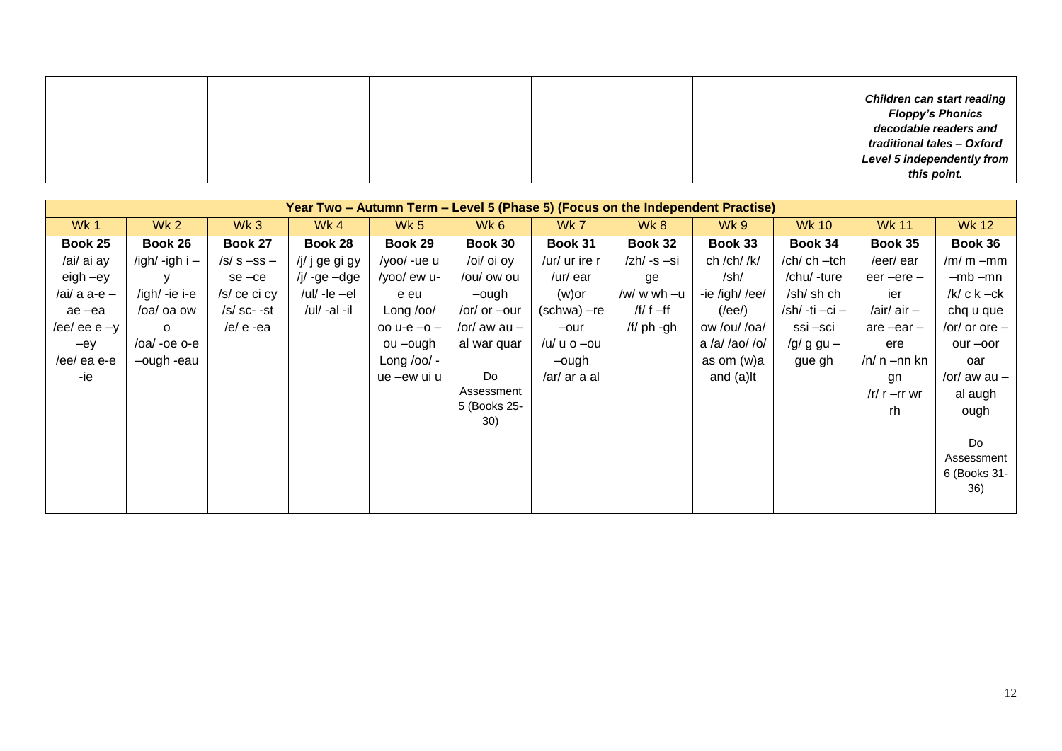| | | | | | |
|---|---|---|---|---|---|
| | | | | | ***Children can start reading Floppy's Phonics decodable readers and traditional tales – Oxford Level 5 independently from this point.*** |

| Year Two – Autumn Term – Level 5 (Phase 5) (Focus on the Independent Practise) | | | | | | | | | | | |
|---|---|---|---|---|---|---|---|---|---|---|---|
| Wk 1 | Wk 2 | Wk 3 | Wk 4 | Wk 5 | Wk 6 | Wk 7 | Wk 8 | Wk 9 | Wk 10 | Wk 11 | Wk 12 |
| **Book 25** /ai/ ai ay eigh –ey /ai/ a a-e – ae –ea /ee/ ee e –y –ey /ee/ ea e-e -ie | **Book 26** /igh/ -igh i – y /igh/ -ie i-e /oa/ oa ow o /oa/ -oe o-e –ough -eau | **Book 27** /s/ s –ss – se –ce /s/ ce ci cy /s/ sc- -st /e/ e -ea | **Book 28** /j/ j ge gi gy /j/ -ge –dge /ul/ -le –el /ul/ -al -il | **Book 29** /yoo/ -ue u /yoo/ ew u-e eu Long /oo/ oo u-e –o – ou –ough Long /oo/ - ue –ew ui u | **Book 30** /oi/ oi oy /ou/ ow ou –ough /or/ or –our /or/ aw au – al war quar Do Assessment 5 (Books 25-30) | **Book 31** /ur/ ur ire r /ur/ ear (w)or (schwa) –re –our /u/ u o –ou –ough /ar/ ar a al | **Book 32** /zh/ -s –si ge /w/ w wh –u /f/ f –ff /f/ ph -gh | **Book 33** ch /ch/ /k/ /sh/ -ie /igh/ /ee/ (/ee/) ow /ou/ /oa/ a /a/ /ao/ /o/ as om (w)a and (a)lt | **Book 34** /ch/ ch –tch /chu/ -ture /sh/ sh ch /sh/ -ti –ci – ssi –sci /g/ g gu – gue gh | **Book 35** /eer/ ear eer –ere – ier /air/ air – are –ear – ere /n/ n –nn kn gn /r/ r –rr wr rh | **Book 36** /m/ m –mm –mb –mn /k/ c k –ck chq u que /or/ or ore – our –oor oar /or/ aw au – al augh ough Do Assessment 6 (Books 31-36) |